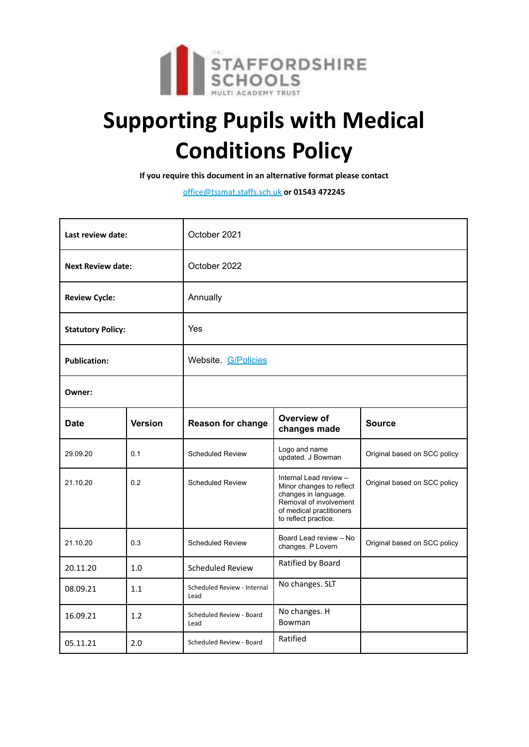# Supporting Pupils with Medical Conditions Policy

**If you require this document in an alternative format please contact**

office@tssmat.staffs.sch.uk **or 01543 472245**

| | | | | |
|---|---|---|---|---|
| **Last review date:** | | October 2021 | | |
| **Next Review date:** | | October 2022 | | |
| **Review Cycle:** | | Annually | | |
| **Statutory Policy:** | | Yes | | |
| **Publication:** | | Website. G/Policies | | |
| **Owner:** | | | | |
| **Date** | **Version** | **Reason for change** | **Overview of changes made** | **Source** |
| 29.09.20 | 0.1 | Scheduled Review | Logo and name updated. J Bowman | Original based on SCC policy |
| 21.10.20 | 0.2 | Scheduled Review | Internal Lead review – Minor changes to reflect changes in language. Removal of involvement of medical practitioners to reflect practice. | Original based on SCC policy |
| 21.10.20 | 0.3 | Scheduled Review | Board Lead review – No changes. P Lovern | Original based on SCC policy |
| 20.11.20 | 1.0 | Scheduled Review | Ratified by Board | |
| 08.09.21 | 1.1 | Scheduled Review - Internal Lead | No changes. SLT | |
| 16.09.21 | 1.2 | Scheduled Review - Board Lead | No changes. H Bowman | |
| 05.11.21 | 2.0 | Scheduled Review - Board | Ratified | |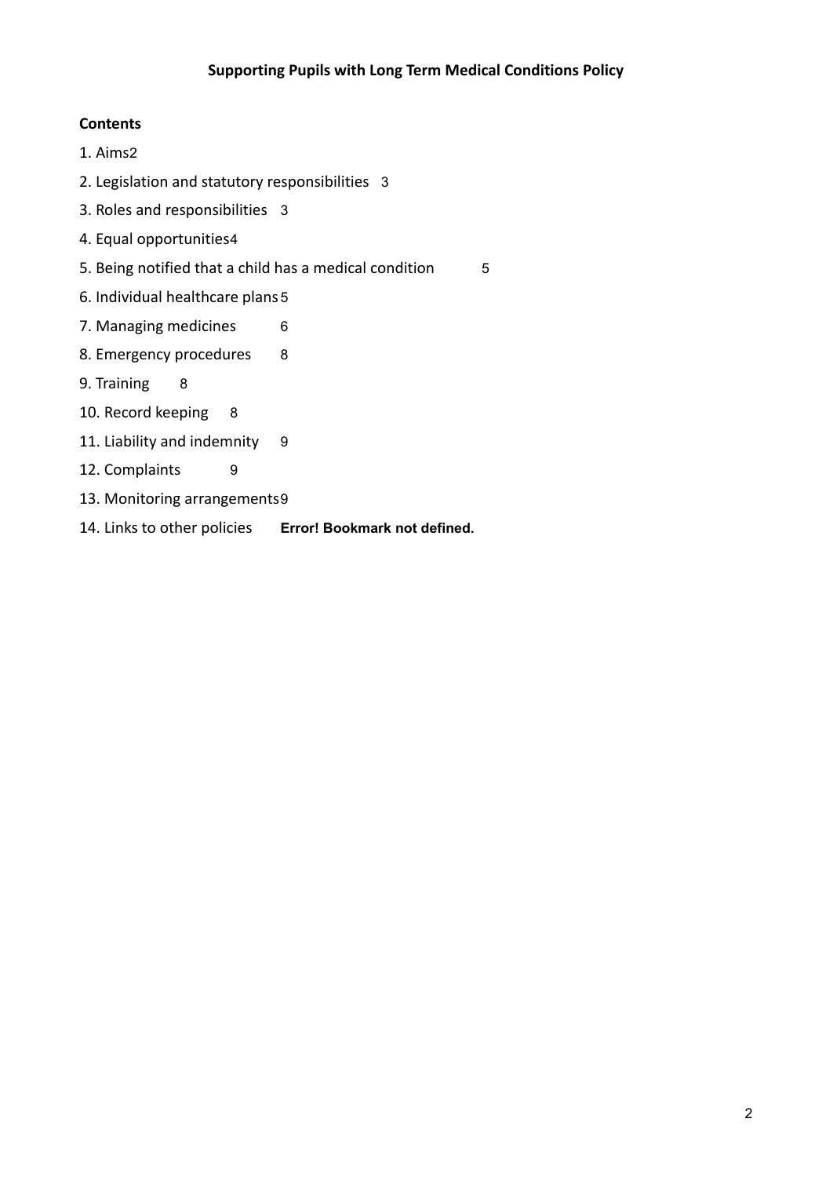**Supporting Pupils with Long Term Medical Conditions Policy**

**Contents**

1. Aims 2
2. Legislation and statutory responsibilities 3
3. Roles and responsibilities 3
4. Equal opportunities 4
5. Being notified that a child has a medical condition 5
6. Individual healthcare plans 5
7. Managing medicines 6
8. Emergency procedures 8
9. Training 8
10. Record keeping 8
11. Liability and indemnity 9
12. Complaints 9
13. Monitoring arrangements 9
14. Links to other policies **Error! Bookmark not defined.**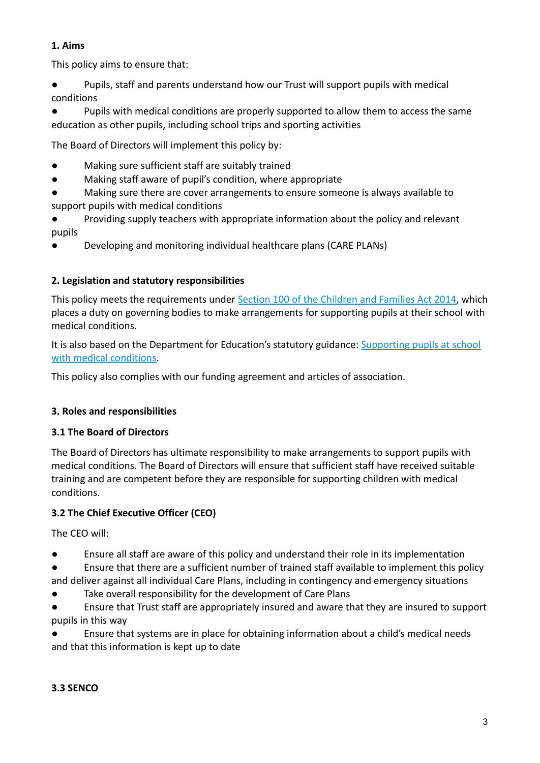## 1. Aims

This policy aims to ensure that:

- Pupils, staff and parents understand how our Trust will support pupils with medical conditions
- Pupils with medical conditions are properly supported to allow them to access the same education as other pupils, including school trips and sporting activities

The Board of Directors will implement this policy by:

- Making sure sufficient staff are suitably trained
- Making staff aware of pupil's condition, where appropriate
- Making sure there are cover arrangements to ensure someone is always available to support pupils with medical conditions
- Providing supply teachers with appropriate information about the policy and relevant pupils
- Developing and monitoring individual healthcare plans (CARE PLANs)

## 2. Legislation and statutory responsibilities

This policy meets the requirements under [Section 100 of the Children and Families Act 2014](), which places a duty on governing bodies to make arrangements for supporting pupils at their school with medical conditions.

It is also based on the Department for Education's statutory guidance: [Supporting pupils at school with medical conditions]().

This policy also complies with our funding agreement and articles of association.

## 3. Roles and responsibilities

### 3.1 The Board of Directors

The Board of Directors has ultimate responsibility to make arrangements to support pupils with medical conditions. The Board of Directors will ensure that sufficient staff have received suitable training and are competent before they are responsible for supporting children with medical conditions.

### 3.2 The Chief Executive Officer (CEO)

The CEO will:

- Ensure all staff are aware of this policy and understand their role in its implementation
- Ensure that there are a sufficient number of trained staff available to implement this policy and deliver against all individual Care Plans, including in contingency and emergency situations
- Take overall responsibility for the development of Care Plans
- Ensure that Trust staff are appropriately insured and aware that they are insured to support pupils in this way
- Ensure that systems are in place for obtaining information about a child's medical needs and that this information is kept up to date

### 3.3 SENCO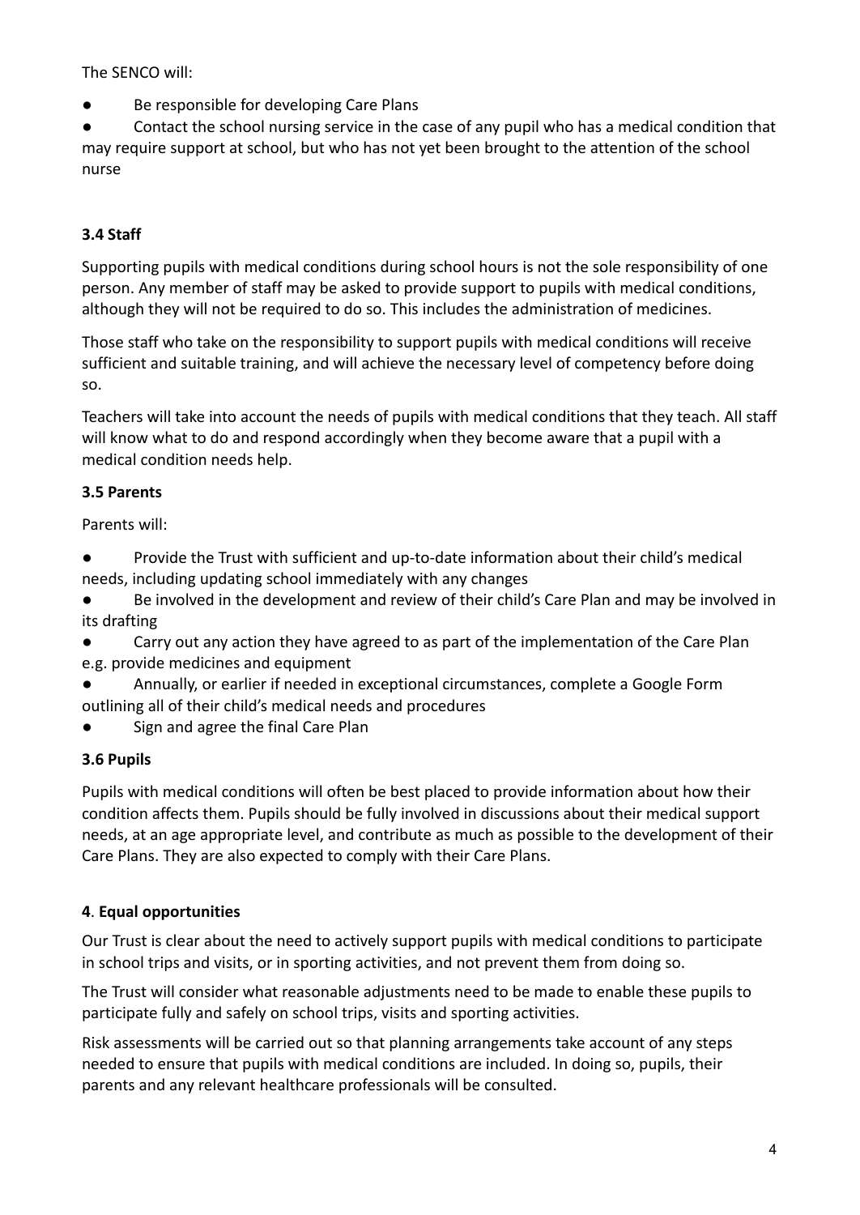The SENCO will:

- Be responsible for developing Care Plans
- Contact the school nursing service in the case of any pupil who has a medical condition that may require support at school, but who has not yet been brought to the attention of the school nurse

### 3.4 Staff

Supporting pupils with medical conditions during school hours is not the sole responsibility of one person. Any member of staff may be asked to provide support to pupils with medical conditions, although they will not be required to do so. This includes the administration of medicines.

Those staff who take on the responsibility to support pupils with medical conditions will receive sufficient and suitable training, and will achieve the necessary level of competency before doing so.

Teachers will take into account the needs of pupils with medical conditions that they teach. All staff will know what to do and respond accordingly when they become aware that a pupil with a medical condition needs help.

### 3.5 Parents

Parents will:

- Provide the Trust with sufficient and up-to-date information about their child's medical needs, including updating school immediately with any changes
- Be involved in the development and review of their child's Care Plan and may be involved in its drafting
- Carry out any action they have agreed to as part of the implementation of the Care Plan e.g. provide medicines and equipment
- Annually, or earlier if needed in exceptional circumstances, complete a Google Form outlining all of their child's medical needs and procedures
- Sign and agree the final Care Plan

### 3.6 Pupils

Pupils with medical conditions will often be best placed to provide information about how their condition affects them. Pupils should be fully involved in discussions about their medical support needs, at an age appropriate level, and contribute as much as possible to the development of their Care Plans. They are also expected to comply with their Care Plans.

## 4. Equal opportunities

Our Trust is clear about the need to actively support pupils with medical conditions to participate in school trips and visits, or in sporting activities, and not prevent them from doing so.

The Trust will consider what reasonable adjustments need to be made to enable these pupils to participate fully and safely on school trips, visits and sporting activities.

Risk assessments will be carried out so that planning arrangements take account of any steps needed to ensure that pupils with medical conditions are included. In doing so, pupils, their parents and any relevant healthcare professionals will be consulted.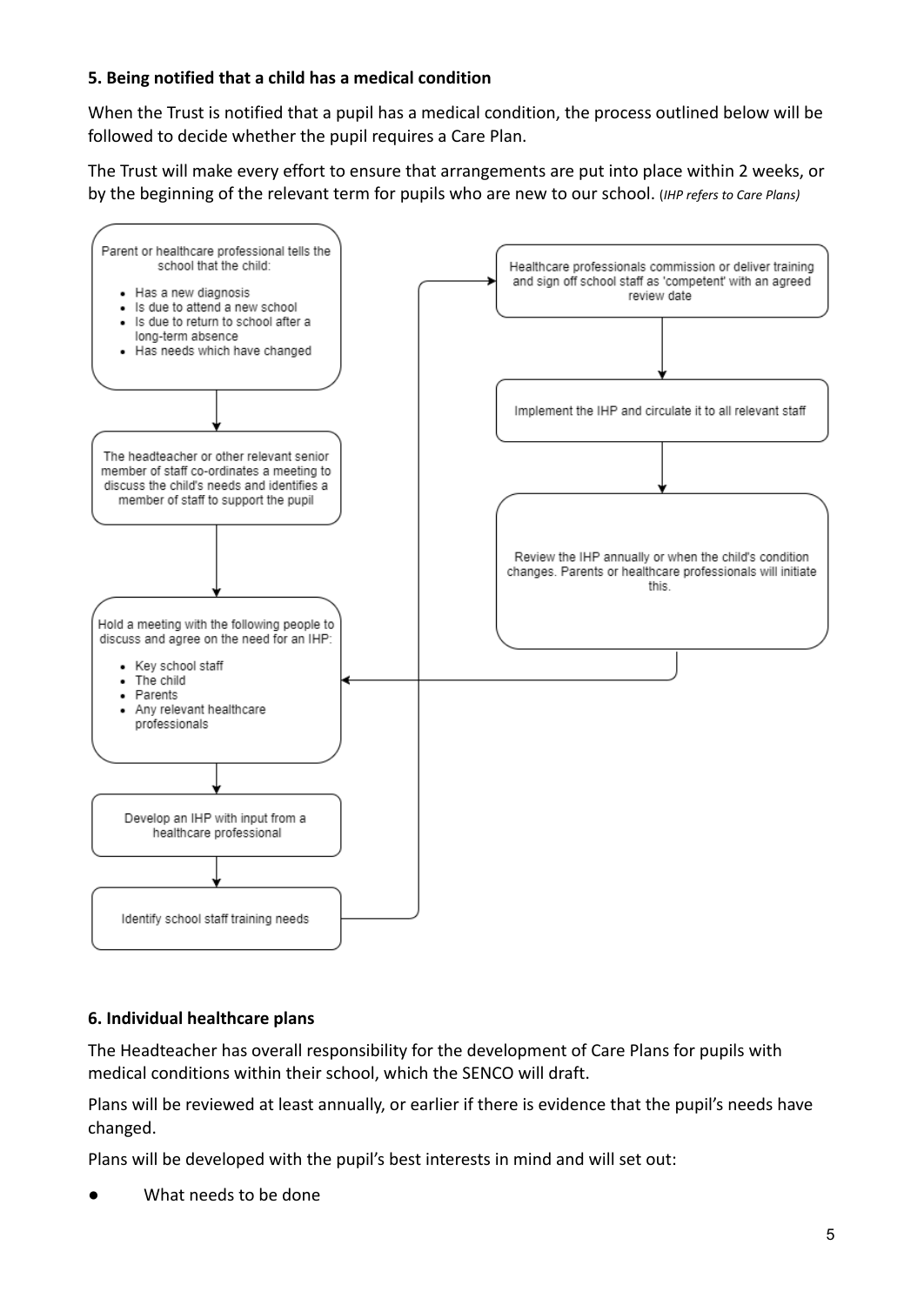**5. Being notified that a child has a medical condition**

When the Trust is notified that a pupil has a medical condition, the process outlined below will be followed to decide whether the pupil requires a Care Plan.

The Trust will make every effort to ensure that arrangements are put into place within 2 weeks, or by the beginning of the relevant term for pupils who are new to our school. (*IHP refers to Care Plans*)

Parent or healthcare professional tells the school that the child:

- Has a new diagnosis
- Is due to attend a new school
- Is due to return to school after a long-term absence
- Has needs which have changed

↓

The headteacher or other relevant senior member of staff co-ordinates a meeting to discuss the child's needs and identifies a member of staff to support the pupil

↓

Hold a meeting with the following people to discuss and agree on the need for an IHP:

- Key school staff
- The child
- Parents
- Any relevant healthcare professionals

↓

Develop an IHP with input from a healthcare professional

↓

Identify school staff training needs

↓

Healthcare professionals commission or deliver training and sign off school staff as 'competent' with an agreed review date

↓

Implement the IHP and circulate it to all relevant staff

↓

Review the IHP annually or when the child's condition changes. Parents or healthcare professionals will initiate this.

↓ (returns to "Hold a meeting")

**6. Individual healthcare plans**

The Headteacher has overall responsibility for the development of Care Plans for pupils with medical conditions within their school, which the SENCO will draft.

Plans will be reviewed at least annually, or earlier if there is evidence that the pupil's needs have changed.

Plans will be developed with the pupil's best interests in mind and will set out:

- What needs to be done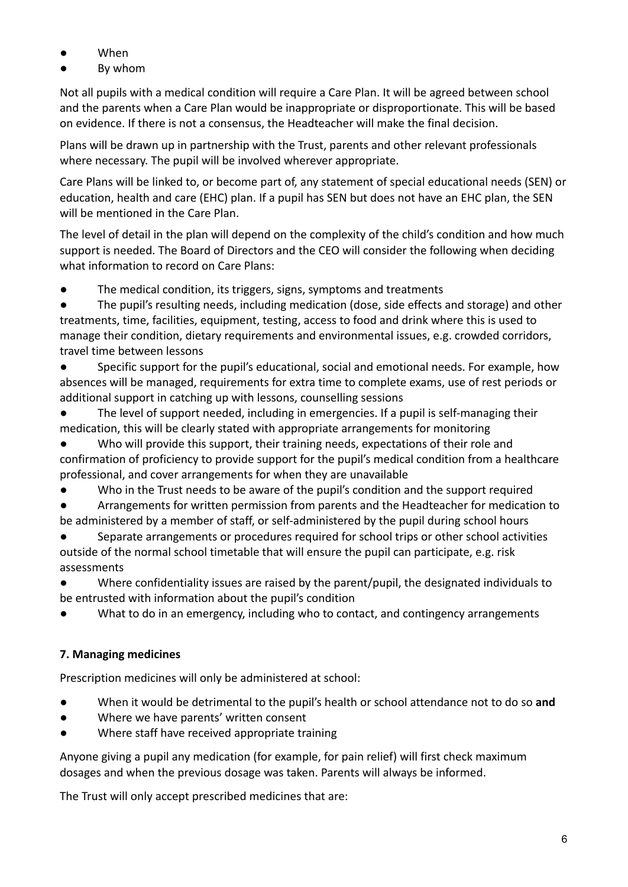- When
- By whom

Not all pupils with a medical condition will require a Care Plan. It will be agreed between school and the parents when a Care Plan would be inappropriate or disproportionate. This will be based on evidence. If there is not a consensus, the Headteacher will make the final decision.

Plans will be drawn up in partnership with the Trust, parents and other relevant professionals where necessary. The pupil will be involved wherever appropriate.

Care Plans will be linked to, or become part of, any statement of special educational needs (SEN) or education, health and care (EHC) plan. If a pupil has SEN but does not have an EHC plan, the SEN will be mentioned in the Care Plan.

The level of detail in the plan will depend on the complexity of the child's condition and how much support is needed. The Board of Directors and the CEO will consider the following when deciding what information to record on Care Plans:

- The medical condition, its triggers, signs, symptoms and treatments
- The pupil's resulting needs, including medication (dose, side effects and storage) and other treatments, time, facilities, equipment, testing, access to food and drink where this is used to manage their condition, dietary requirements and environmental issues, e.g. crowded corridors, travel time between lessons
- Specific support for the pupil's educational, social and emotional needs. For example, how absences will be managed, requirements for extra time to complete exams, use of rest periods or additional support in catching up with lessons, counselling sessions
- The level of support needed, including in emergencies. If a pupil is self-managing their medication, this will be clearly stated with appropriate arrangements for monitoring
- Who will provide this support, their training needs, expectations of their role and confirmation of proficiency to provide support for the pupil's medical condition from a healthcare professional, and cover arrangements for when they are unavailable
- Who in the Trust needs to be aware of the pupil's condition and the support required
- Arrangements for written permission from parents and the Headteacher for medication to be administered by a member of staff, or self-administered by the pupil during school hours
- Separate arrangements or procedures required for school trips or other school activities outside of the normal school timetable that will ensure the pupil can participate, e.g. risk assessments
- Where confidentiality issues are raised by the parent/pupil, the designated individuals to be entrusted with information about the pupil's condition
- What to do in an emergency, including who to contact, and contingency arrangements

## 7. Managing medicines

Prescription medicines will only be administered at school:

- When it would be detrimental to the pupil's health or school attendance not to do so **and**
- Where we have parents' written consent
- Where staff have received appropriate training

Anyone giving a pupil any medication (for example, for pain relief) will first check maximum dosages and when the previous dosage was taken. Parents will always be informed.

The Trust will only accept prescribed medicines that are: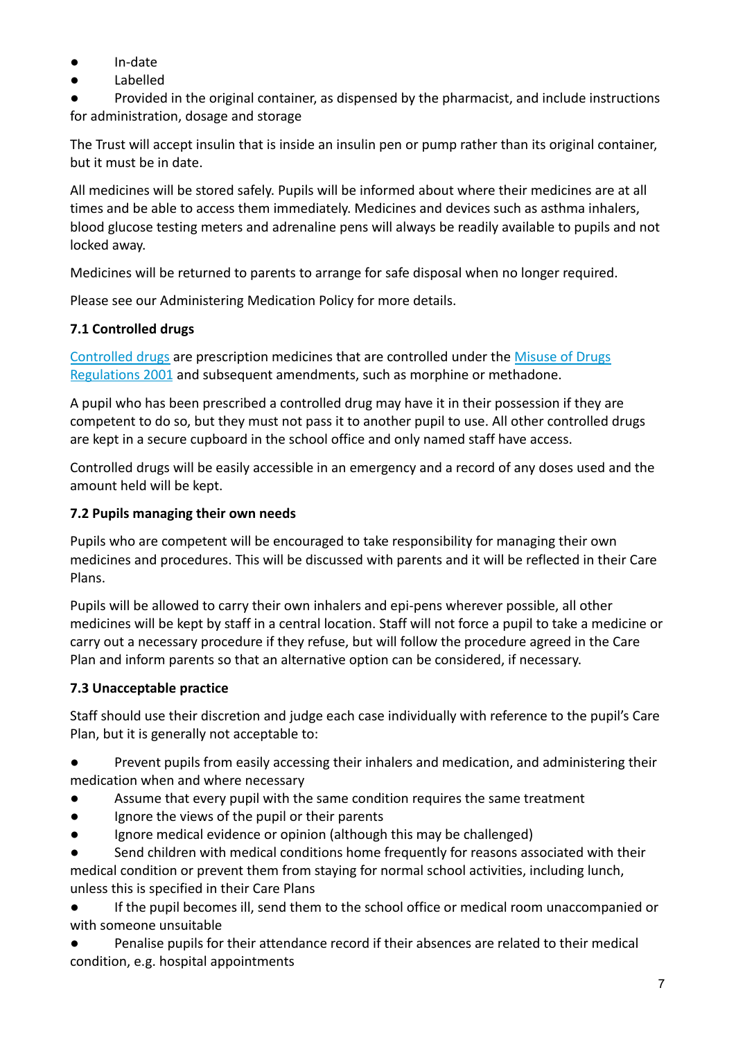- In-date
- Labelled
- Provided in the original container, as dispensed by the pharmacist, and include instructions for administration, dosage and storage

The Trust will accept insulin that is inside an insulin pen or pump rather than its original container, but it must be in date.

All medicines will be stored safely. Pupils will be informed about where their medicines are at all times and be able to access them immediately. Medicines and devices such as asthma inhalers, blood glucose testing meters and adrenaline pens will always be readily available to pupils and not locked away.

Medicines will be returned to parents to arrange for safe disposal when no longer required.

Please see our Administering Medication Policy for more details.

### 7.1 Controlled drugs

Controlled drugs are prescription medicines that are controlled under the Misuse of Drugs Regulations 2001 and subsequent amendments, such as morphine or methadone.

A pupil who has been prescribed a controlled drug may have it in their possession if they are competent to do so, but they must not pass it to another pupil to use. All other controlled drugs are kept in a secure cupboard in the school office and only named staff have access.

Controlled drugs will be easily accessible in an emergency and a record of any doses used and the amount held will be kept.

### 7.2 Pupils managing their own needs

Pupils who are competent will be encouraged to take responsibility for managing their own medicines and procedures. This will be discussed with parents and it will be reflected in their Care Plans.

Pupils will be allowed to carry their own inhalers and epi-pens wherever possible, all other medicines will be kept by staff in a central location. Staff will not force a pupil to take a medicine or carry out a necessary procedure if they refuse, but will follow the procedure agreed in the Care Plan and inform parents so that an alternative option can be considered, if necessary.

### 7.3 Unacceptable practice

Staff should use their discretion and judge each case individually with reference to the pupil's Care Plan, but it is generally not acceptable to:

- Prevent pupils from easily accessing their inhalers and medication, and administering their medication when and where necessary
- Assume that every pupil with the same condition requires the same treatment
- Ignore the views of the pupil or their parents
- Ignore medical evidence or opinion (although this may be challenged)
- Send children with medical conditions home frequently for reasons associated with their medical condition or prevent them from staying for normal school activities, including lunch, unless this is specified in their Care Plans
- If the pupil becomes ill, send them to the school office or medical room unaccompanied or with someone unsuitable
- Penalise pupils for their attendance record if their absences are related to their medical condition, e.g. hospital appointments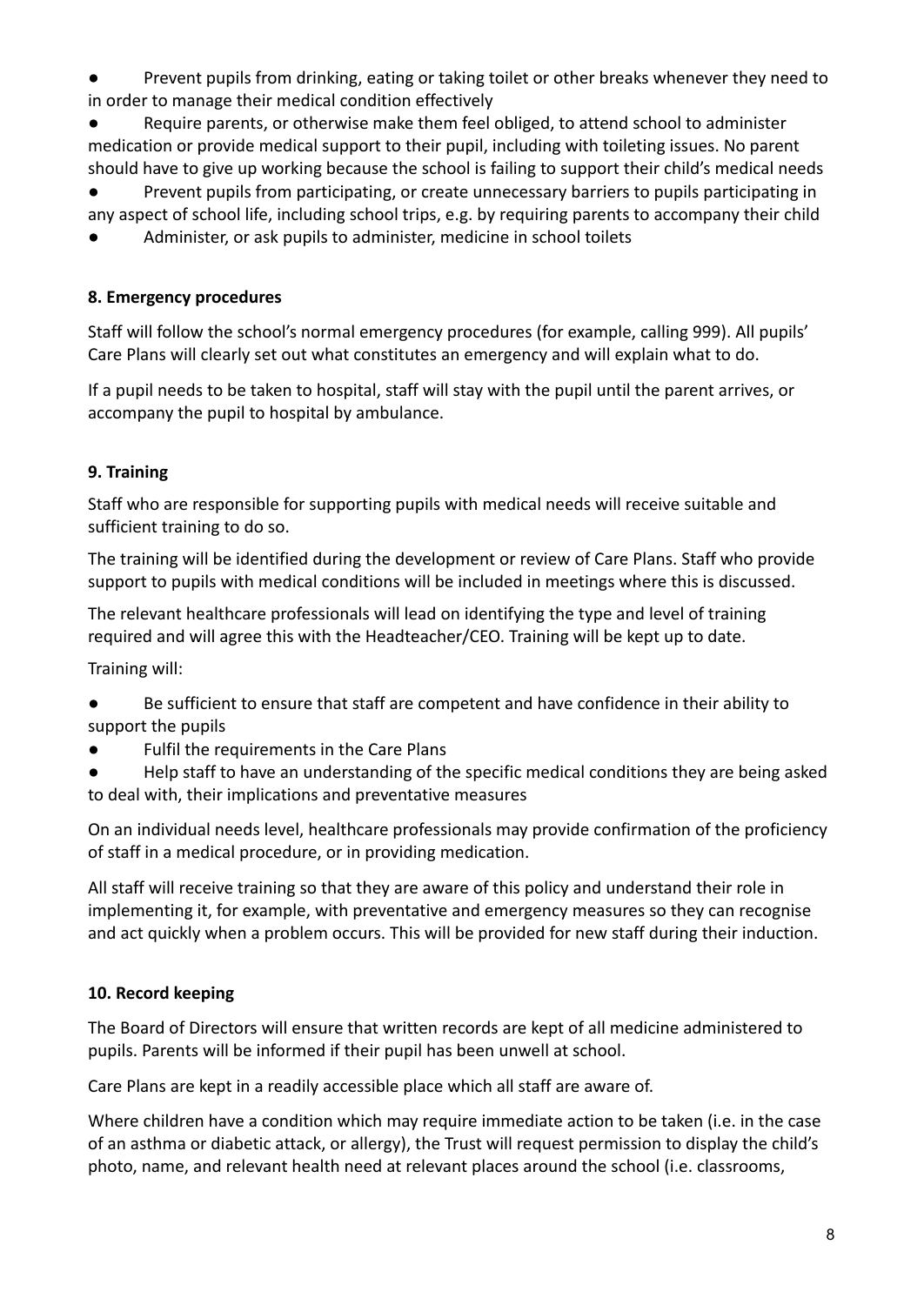- Prevent pupils from drinking, eating or taking toilet or other breaks whenever they need to in order to manage their medical condition effectively
- Require parents, or otherwise make them feel obliged, to attend school to administer medication or provide medical support to their pupil, including with toileting issues. No parent should have to give up working because the school is failing to support their child's medical needs
- Prevent pupils from participating, or create unnecessary barriers to pupils participating in any aspect of school life, including school trips, e.g. by requiring parents to accompany their child
- Administer, or ask pupils to administer, medicine in school toilets

**8. Emergency procedures**

Staff will follow the school's normal emergency procedures (for example, calling 999). All pupils' Care Plans will clearly set out what constitutes an emergency and will explain what to do.

If a pupil needs to be taken to hospital, staff will stay with the pupil until the parent arrives, or accompany the pupil to hospital by ambulance.

**9. Training**

Staff who are responsible for supporting pupils with medical needs will receive suitable and sufficient training to do so.

The training will be identified during the development or review of Care Plans. Staff who provide support to pupils with medical conditions will be included in meetings where this is discussed.

The relevant healthcare professionals will lead on identifying the type and level of training required and will agree this with the Headteacher/CEO. Training will be kept up to date.

Training will:

- Be sufficient to ensure that staff are competent and have confidence in their ability to support the pupils
- Fulfil the requirements in the Care Plans
- Help staff to have an understanding of the specific medical conditions they are being asked to deal with, their implications and preventative measures

On an individual needs level, healthcare professionals may provide confirmation of the proficiency of staff in a medical procedure, or in providing medication.

All staff will receive training so that they are aware of this policy and understand their role in implementing it, for example, with preventative and emergency measures so they can recognise and act quickly when a problem occurs. This will be provided for new staff during their induction.

**10. Record keeping**

The Board of Directors will ensure that written records are kept of all medicine administered to pupils. Parents will be informed if their pupil has been unwell at school.

Care Plans are kept in a readily accessible place which all staff are aware of.

Where children have a condition which may require immediate action to be taken (i.e. in the case of an asthma or diabetic attack, or allergy), the Trust will request permission to display the child's photo, name, and relevant health need at relevant places around the school (i.e. classrooms,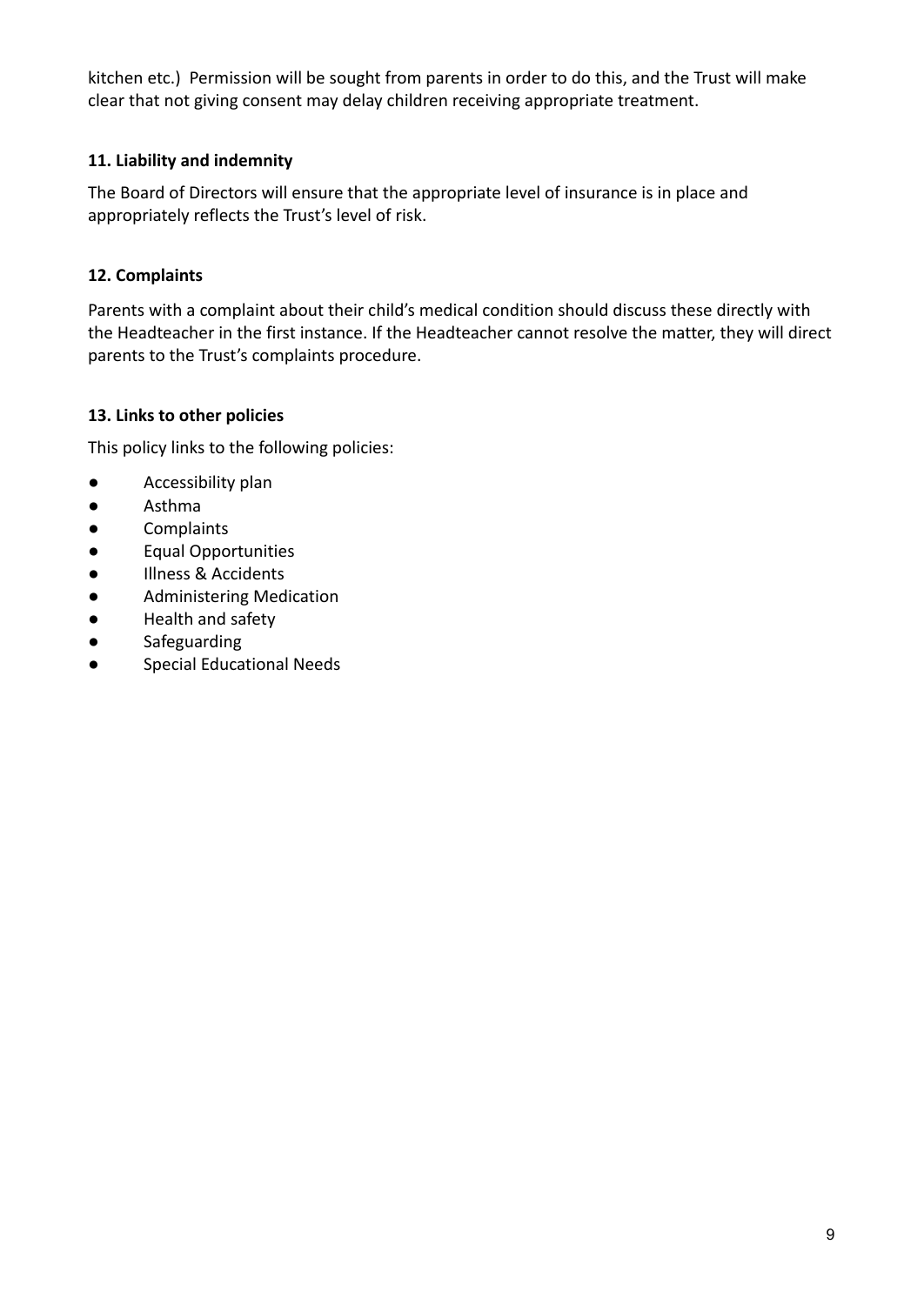kitchen etc.) Permission will be sought from parents in order to do this, and the Trust will make clear that not giving consent may delay children receiving appropriate treatment.

### 11. Liability and indemnity

The Board of Directors will ensure that the appropriate level of insurance is in place and appropriately reflects the Trust's level of risk.

### 12. Complaints

Parents with a complaint about their child's medical condition should discuss these directly with the Headteacher in the first instance. If the Headteacher cannot resolve the matter, they will direct parents to the Trust's complaints procedure.

### 13. Links to other policies

This policy links to the following policies:

- Accessibility plan
- Asthma
- Complaints
- Equal Opportunities
- Illness & Accidents
- Administering Medication
- Health and safety
- Safeguarding
- Special Educational Needs